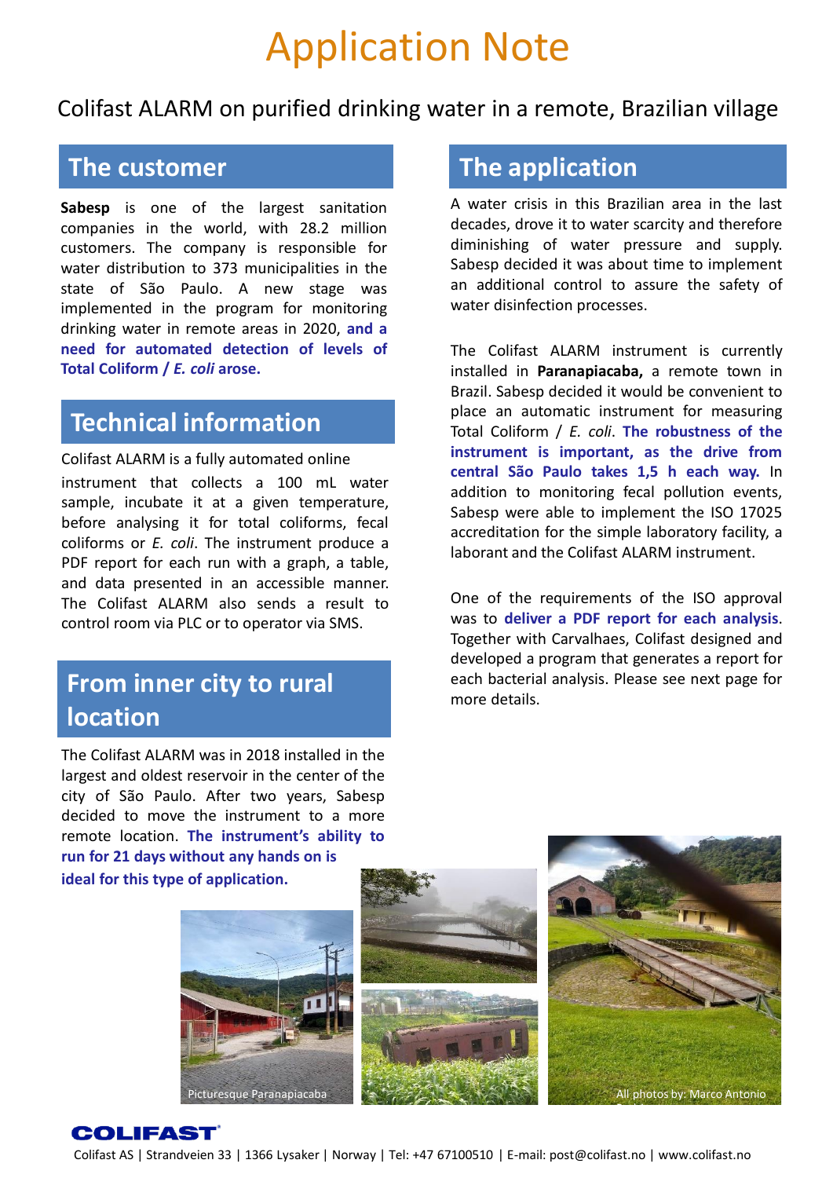# Application Note

## Colifast ALARM on purified drinking water in a remote, Brazilian village

## The customer

**Sabesp** is one of the largest sanitation companies in the world, with 28.2 million customers. The company is responsible for water distribution to 373 municipalities in the state of São Paulo. A new stage was implemented in the program for monitoring drinking water in remote areas in 2020, **and a need for automated detection of levels of Total Coliform / *E. coli* arose.**

## Technical information

Colifast ALARM is a fully automated online instrument that collects a 100 mL water sample, incubate it at a given temperature, before analysing it for total coliforms, fecal coliforms or *E. coli*. The instrument produce a PDF report for each run with a graph, a table, and data presented in an accessible manner. The Colifast ALARM also sends a result to control room via PLC or to operator via SMS.

## From inner city to rural location

The Colifast ALARM was in 2018 installed in the largest and oldest reservoir in the center of the city of São Paulo. After two years, Sabesp decided to move the instrument to a more remote location. **The instrument's ability to run for 21 days without any hands on is ideal for this type of application.**

## The application

A water crisis in this Brazilian area in the last decades, drove it to water scarcity and therefore diminishing of water pressure and supply. Sabesp decided it was about time to implement an additional control to assure the safety of water disinfection processes.

The Colifast ALARM instrument is currently installed in **Paranapiacaba,** a remote town in Brazil. Sabesp decided it would be convenient to place an automatic instrument for measuring Total Coliform / *E. coli*. **The robustness of the instrument is important, as the drive from central São Paulo takes 1,5 h each way.** In addition to monitoring fecal pollution events, Sabesp were able to implement the ISO 17025 accreditation for the simple laboratory facility, a laborant and the Colifast ALARM instrument.

One of the requirements of the ISO approval was to **deliver a PDF report for each analysis**. Together with Carvalhaes, Colifast designed and developed a program that generates a report for each bacterial analysis. Please see next page for more details.

Picturesque Paranapiacaba

All photos by: Marco Antonio

Colifast AS | Strandveien 33 | 1366 Lysaker | Norway | Tel: +47 67100510 | E-mail: post@colifast.no | www.colifast.no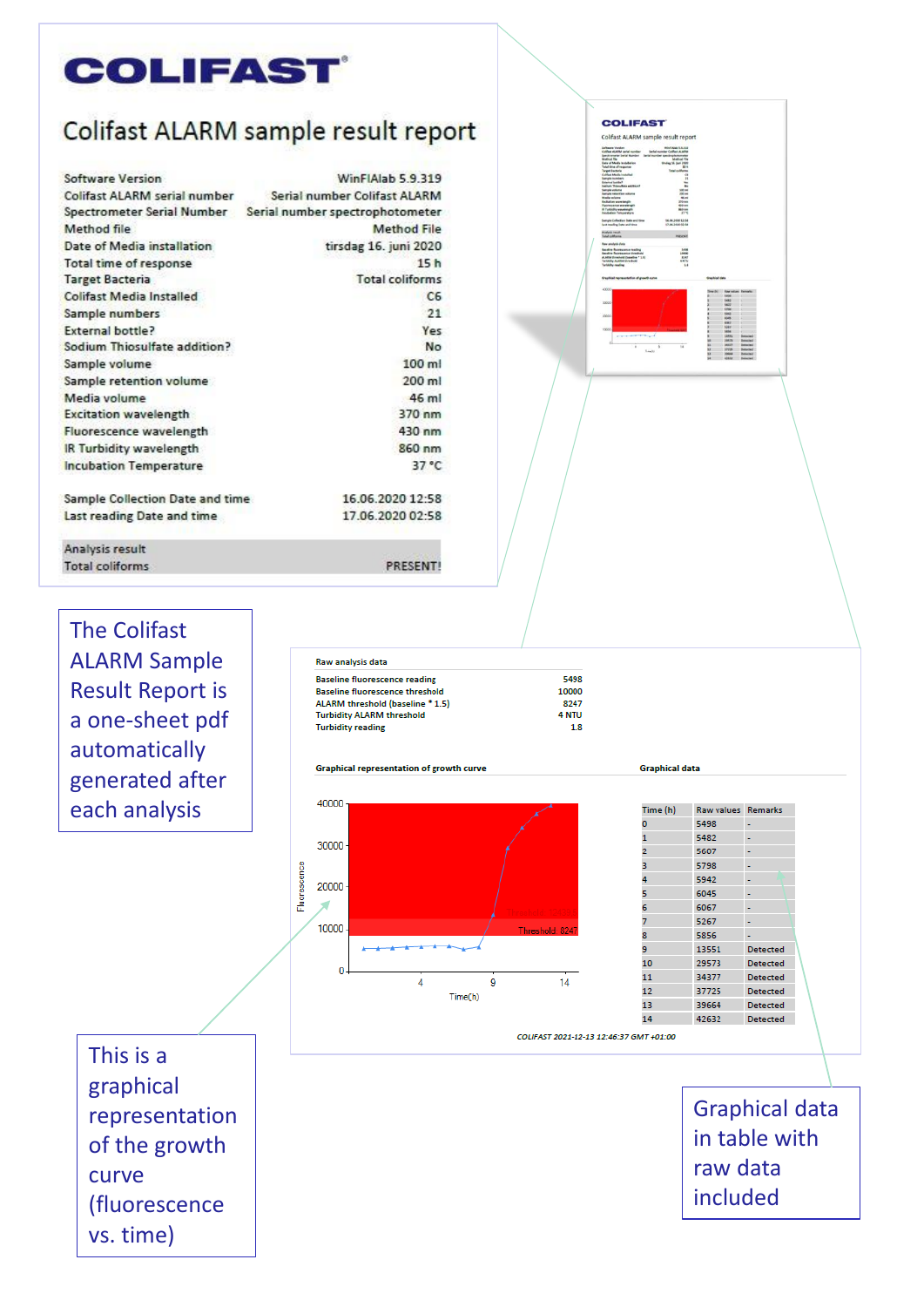# COLIFAST

## Colifast ALARM sample result report

| | |
|---|---|
| Software Version | WinFIAlab 5.9.319 |
| Colifast ALARM serial number | Serial number Colifast ALARM |
| Spectrometer Serial Number | Serial number spectrophotometer |
| Method file | Method File |
| Date of Media installation | tirsdag 16. juni 2020 |
| Total time of response | 15 h |
| Target Bacteria | Total coliforms |
| Colifast Media Installed | C6 |
| Sample numbers | 21 |
| External bottle? | Yes |
| Sodium Thiosulfate addition? | No |
| Sample volume | 100 ml |
| Sample retention volume | 200 ml |
| Media volume | 46 ml |
| Excitation wavelength | 370 nm |
| Fluorescence wavelength | 430 nm |
| IR Turbidity wavelength | 860 nm |
| Incubation Temperature | 37 °C |
| Sample Collection Date and time | 16.06.2020 12:58 |
| Last reading Date and time | 17.06.2020 02:58 |

**Analysis result**

| | |
|---|---|
| Total coliforms | PRESENT! |

The Colifast ALARM Sample Result Report is a one-sheet pdf automatically generated after each analysis

### Raw analysis data

| | |
|---|---|
| Baseline fluorescence reading | 5498 |
| Baseline fluorescence threshold | 10000 |
| ALARM threshold (baseline * 1.5) | 8247 |
| Turbidity ALARM threshold | 4 NTU |
| Turbidity reading | 1.8 |

### Graphical representation of growth curve

40000
30000
20000
10000
0
Fluorescence
Threshold 8247
4
9
14
Time(h)

### Graphical data

| Time (h) | Raw values | Remarks |
|---|---|---|
| 0 | 5498 | - |
| 1 | 5482 | - |
| 2 | 5607 | - |
| 3 | 5798 | - |
| 4 | 5942 | - |
| 5 | 6045 | - |
| 6 | 6067 | - |
| 7 | 5267 | - |
| 8 | 5856 | - |
| 9 | 13551 | Detected |
| 10 | 29573 | Detected |
| 11 | 34377 | Detected |
| 12 | 37725 | Detected |
| 13 | 39664 | Detected |
| 14 | 42632 | Detected |

*COLIFAST 2021-12-13 12:46:37 GMT +01:00*

This is a graphical representation of the growth curve (fluorescence vs. time)

Graphical data in table with raw data included